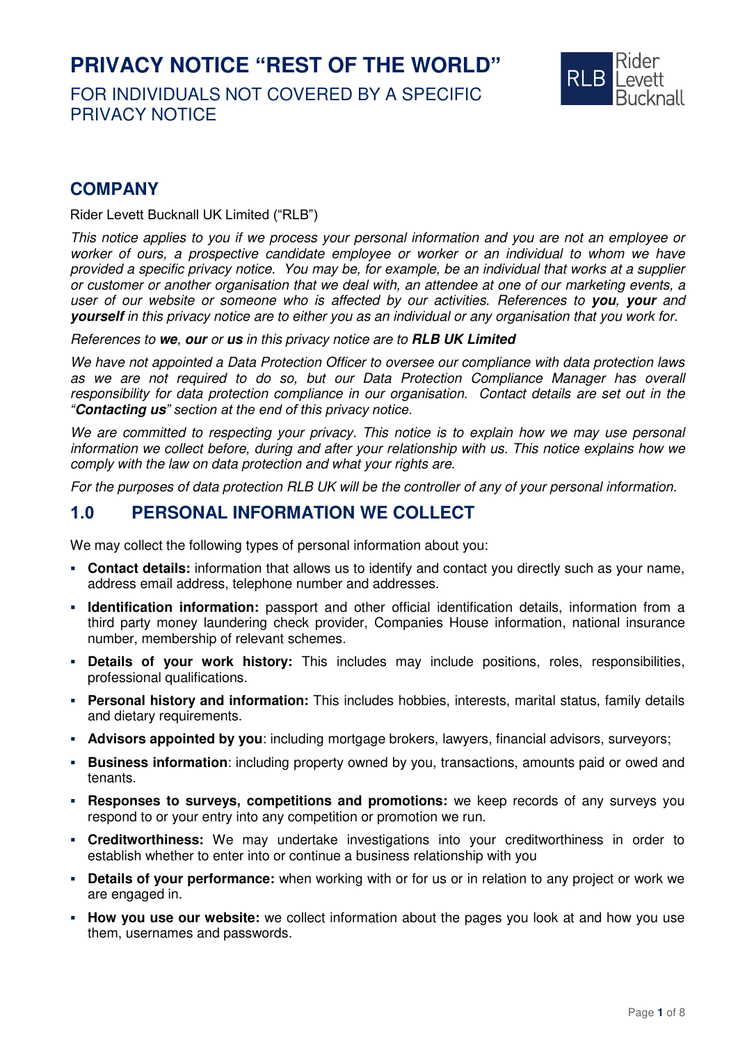# PRIVACY NOTICE "REST OF THE WORLD"

FOR INDIVIDUALS NOT COVERED BY A SPECIFIC PRIVACY NOTICE

## COMPANY

Rider Levett Bucknall UK Limited ("RLB")

*This notice applies to you if we process your personal information and you are not an employee or worker of ours, a prospective candidate employee or worker or an individual to whom we have provided a specific privacy notice. You may be, for example, be an individual that works at a supplier or customer or another organisation that we deal with, an attendee at one of our marketing events, a user of our website or someone who is affected by our activities. References to **you**, **your** and **yourself** in this privacy notice are to either you as an individual or any organisation that you work for.*

*References to **we**, **our** or **us** in this privacy notice are to **RLB UK Limited***

*We have not appointed a Data Protection Officer to oversee our compliance with data protection laws as we are not required to do so, but our Data Protection Compliance Manager has overall responsibility for data protection compliance in our organisation. Contact details are set out in the "**Contacting us**" section at the end of this privacy notice.*

*We are committed to respecting your privacy. This notice is to explain how we may use personal information we collect before, during and after your relationship with us. This notice explains how we comply with the law on data protection and what your rights are.*

*For the purposes of data protection RLB UK will be the controller of any of your personal information.*

## 1.0 PERSONAL INFORMATION WE COLLECT

We may collect the following types of personal information about you:

- **Contact details:** information that allows us to identify and contact you directly such as your name, address email address, telephone number and addresses.
- **Identification information:** passport and other official identification details, information from a third party money laundering check provider, Companies House information, national insurance number, membership of relevant schemes.
- **Details of your work history:** This includes may include positions, roles, responsibilities, professional qualifications.
- **Personal history and information:** This includes hobbies, interests, marital status, family details and dietary requirements.
- **Advisors appointed by you**: including mortgage brokers, lawyers, financial advisors, surveyors;
- **Business information**: including property owned by you, transactions, amounts paid or owed and tenants.
- **Responses to surveys, competitions and promotions:** we keep records of any surveys you respond to or your entry into any competition or promotion we run.
- **Creditworthiness:** We may undertake investigations into your creditworthiness in order to establish whether to enter into or continue a business relationship with you
- **Details of your performance:** when working with or for us or in relation to any project or work we are engaged in.
- **How you use our website:** we collect information about the pages you look at and how you use them, usernames and passwords.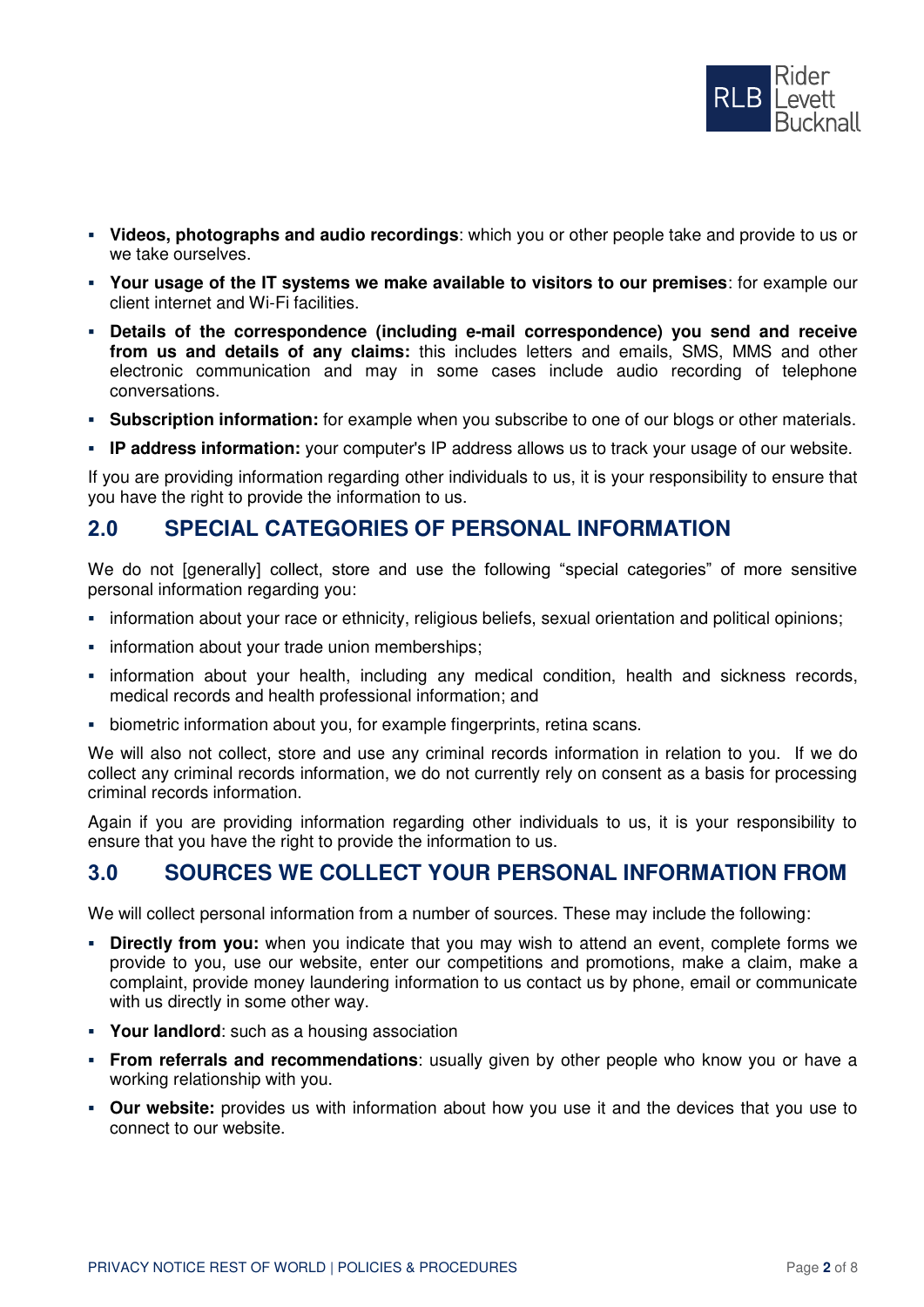- **Videos, photographs and audio recordings**: which you or other people take and provide to us or we take ourselves.
- **Your usage of the IT systems we make available to visitors to our premises**: for example our client internet and Wi-Fi facilities.
- **Details of the correspondence (including e-mail correspondence) you send and receive from us and details of any claims:** this includes letters and emails, SMS, MMS and other electronic communication and may in some cases include audio recording of telephone conversations.
- **Subscription information:** for example when you subscribe to one of our blogs or other materials.
- **IP address information:** your computer's IP address allows us to track your usage of our website.

If you are providing information regarding other individuals to us, it is your responsibility to ensure that you have the right to provide the information to us.

## 2.0 SPECIAL CATEGORIES OF PERSONAL INFORMATION

We do not [generally] collect, store and use the following "special categories" of more sensitive personal information regarding you:

- information about your race or ethnicity, religious beliefs, sexual orientation and political opinions;
- information about your trade union memberships;
- information about your health, including any medical condition, health and sickness records, medical records and health professional information; and
- biometric information about you, for example fingerprints, retina scans.

We will also not collect, store and use any criminal records information in relation to you. If we do collect any criminal records information, we do not currently rely on consent as a basis for processing criminal records information.

Again if you are providing information regarding other individuals to us, it is your responsibility to ensure that you have the right to provide the information to us.

## 3.0 SOURCES WE COLLECT YOUR PERSONAL INFORMATION FROM

We will collect personal information from a number of sources. These may include the following:

- **Directly from you:** when you indicate that you may wish to attend an event, complete forms we provide to you, use our website, enter our competitions and promotions, make a claim, make a complaint, provide money laundering information to us contact us by phone, email or communicate with us directly in some other way.
- **Your landlord**: such as a housing association
- **From referrals and recommendations**: usually given by other people who know you or have a working relationship with you.
- **Our website:** provides us with information about how you use it and the devices that you use to connect to our website.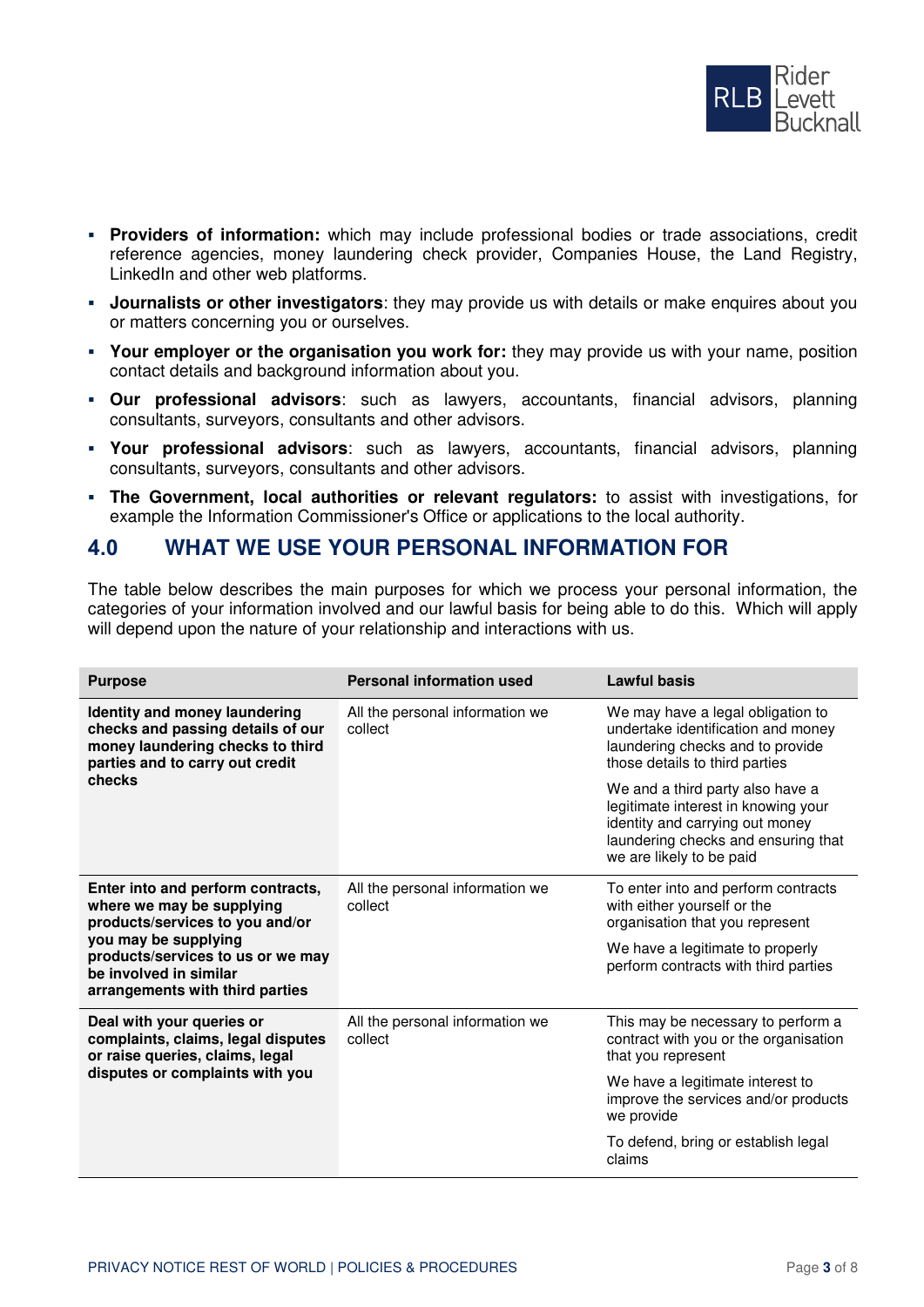- **Providers of information:** which may include professional bodies or trade associations, credit reference agencies, money laundering check provider, Companies House, the Land Registry, LinkedIn and other web platforms.
- **Journalists or other investigators**: they may provide us with details or make enquires about you or matters concerning you or ourselves.
- **Your employer or the organisation you work for:** they may provide us with your name, position contact details and background information about you.
- **Our professional advisors**: such as lawyers, accountants, financial advisors, planning consultants, surveyors, consultants and other advisors.
- **Your professional advisors**: such as lawyers, accountants, financial advisors, planning consultants, surveyors, consultants and other advisors.
- **The Government, local authorities or relevant regulators:** to assist with investigations, for example the Information Commissioner's Office or applications to the local authority.

## 4.0 WHAT WE USE YOUR PERSONAL INFORMATION FOR

The table below describes the main purposes for which we process your personal information, the categories of your information involved and our lawful basis for being able to do this. Which will apply will depend upon the nature of your relationship and interactions with us.

| Purpose | Personal information used | Lawful basis |
|---|---|---|
| **Identity and money laundering checks and passing details of our money laundering checks to third parties and to carry out credit checks** | All the personal information we collect | We may have a legal obligation to undertake identification and money laundering checks and to provide those details to third parties<br><br>We and a third party also have a legitimate interest in knowing your identity and carrying out money laundering checks and ensuring that we are likely to be paid |
| **Enter into and perform contracts, where we may be supplying products/services to you and/or you may be supplying products/services to us or we may be involved in similar arrangements with third parties** | All the personal information we collect | To enter into and perform contracts with either yourself or the organisation that you represent<br><br>We have a legitimate to properly perform contracts with third parties |
| **Deal with your queries or complaints, claims, legal disputes or raise queries, claims, legal disputes or complaints with you** | All the personal information we collect | This may be necessary to perform a contract with you or the organisation that you represent<br><br>We have a legitimate interest to improve the services and/or products we provide<br><br>To defend, bring or establish legal claims |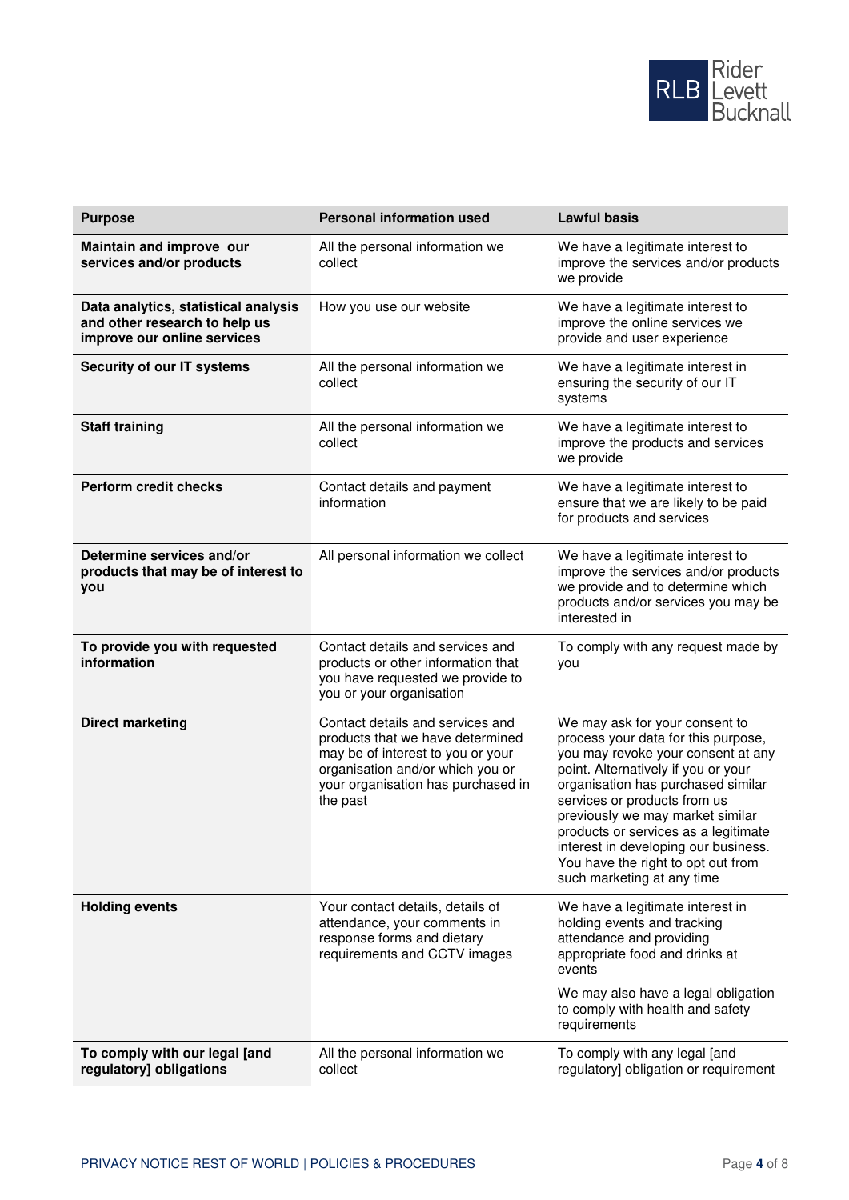| Purpose | Personal information used | Lawful basis |
|---|---|---|
| **Maintain and improve our services and/or products** | All the personal information we collect | We have a legitimate interest to improve the services and/or products we provide |
| **Data analytics, statistical analysis and other research to help us improve our online services** | How you use our website | We have a legitimate interest to improve the online services we provide and user experience |
| **Security of our IT systems** | All the personal information we collect | We have a legitimate interest in ensuring the security of our IT systems |
| **Staff training** | All the personal information we collect | We have a legitimate interest to improve the products and services we provide |
| **Perform credit checks** | Contact details and payment information | We have a legitimate interest to ensure that we are likely to be paid for products and services |
| **Determine services and/or products that may be of interest to you** | All personal information we collect | We have a legitimate interest to improve the services and/or products we provide and to determine which products and/or services you may be interested in |
| **To provide you with requested information** | Contact details and services and products or other information that you have requested we provide to you or your organisation | To comply with any request made by you |
| **Direct marketing** | Contact details and services and products that we have determined may be of interest to you or your organisation and/or which you or your organisation has purchased in the past | We may ask for your consent to process your data for this purpose, you may revoke your consent at any point. Alternatively if you or your organisation has purchased similar services or products from us previously we may market similar products or services as a legitimate interest in developing our business. You have the right to opt out from such marketing at any time |
| **Holding events** | Your contact details, details of attendance, your comments in response forms and dietary requirements and CCTV images | We have a legitimate interest in holding events and tracking attendance and providing appropriate food and drinks at events<br><br>We may also have a legal obligation to comply with health and safety requirements |
| **To comply with our legal [and regulatory] obligations** | All the personal information we collect | To comply with any legal [and regulatory] obligation or requirement |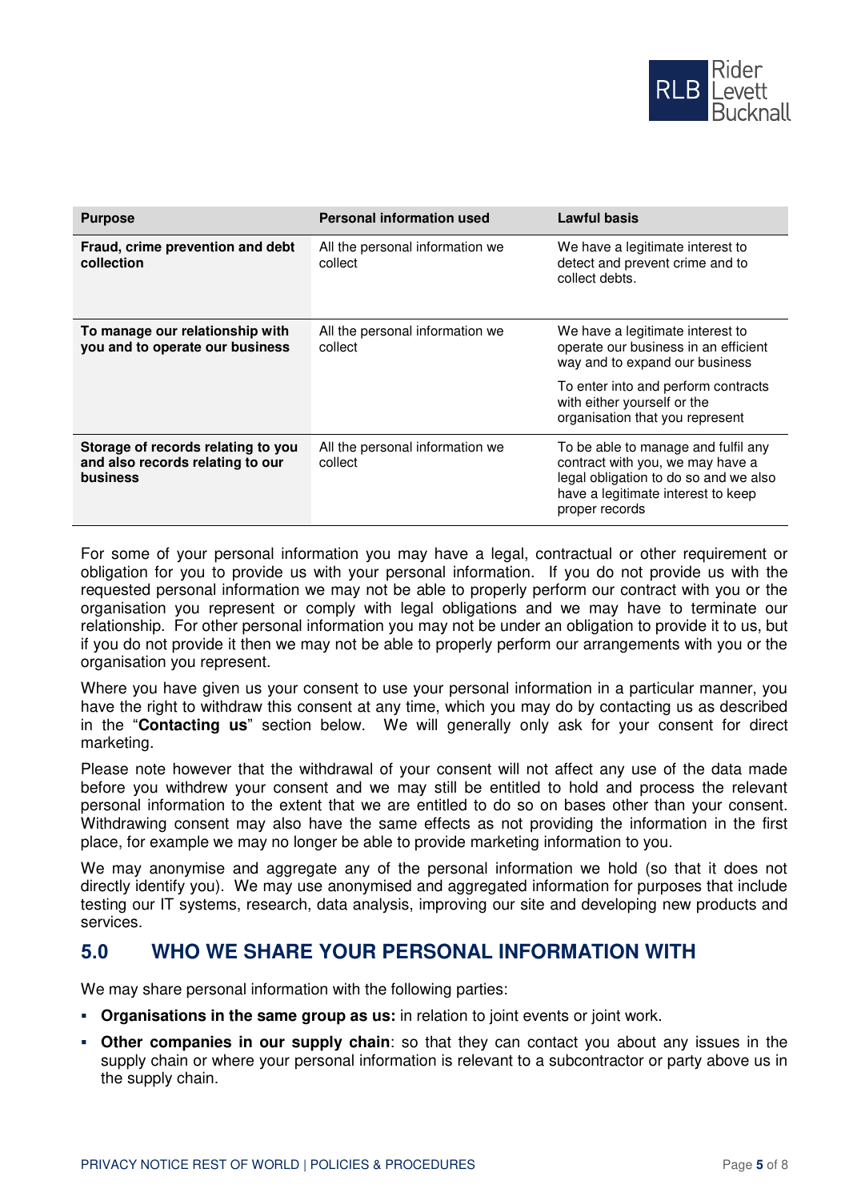| Purpose | Personal information used | Lawful basis |
|---|---|---|
| **Fraud, crime prevention and debt collection** | All the personal information we collect | We have a legitimate interest to detect and prevent crime and to collect debts. |
| **To manage our relationship with you and to operate our business** | All the personal information we collect | We have a legitimate interest to operate our business in an efficient way and to expand our business<br><br>To enter into and perform contracts with either yourself or the organisation that you represent |
| **Storage of records relating to you and also records relating to our business** | All the personal information we collect | To be able to manage and fulfil any contract with you, we may have a legal obligation to do so and we also have a legitimate interest to keep proper records |

For some of your personal information you may have a legal, contractual or other requirement or obligation for you to provide us with your personal information. If you do not provide us with the requested personal information we may not be able to properly perform our contract with you or the organisation you represent or comply with legal obligations and we may have to terminate our relationship. For other personal information you may not be under an obligation to provide it to us, but if you do not provide it then we may not be able to properly perform our arrangements with you or the organisation you represent.

Where you have given us your consent to use your personal information in a particular manner, you have the right to withdraw this consent at any time, which you may do by contacting us as described in the "**Contacting us**" section below. We will generally only ask for your consent for direct marketing.

Please note however that the withdrawal of your consent will not affect any use of the data made before you withdrew your consent and we may still be entitled to hold and process the relevant personal information to the extent that we are entitled to do so on bases other than your consent. Withdrawing consent may also have the same effects as not providing the information in the first place, for example we may no longer be able to provide marketing information to you.

We may anonymise and aggregate any of the personal information we hold (so that it does not directly identify you). We may use anonymised and aggregated information for purposes that include testing our IT systems, research, data analysis, improving our site and developing new products and services.

## 5.0 WHO WE SHARE YOUR PERSONAL INFORMATION WITH

We may share personal information with the following parties:

- **Organisations in the same group as us:** in relation to joint events or joint work.
- **Other companies in our supply chain**: so that they can contact you about any issues in the supply chain or where your personal information is relevant to a subcontractor or party above us in the supply chain.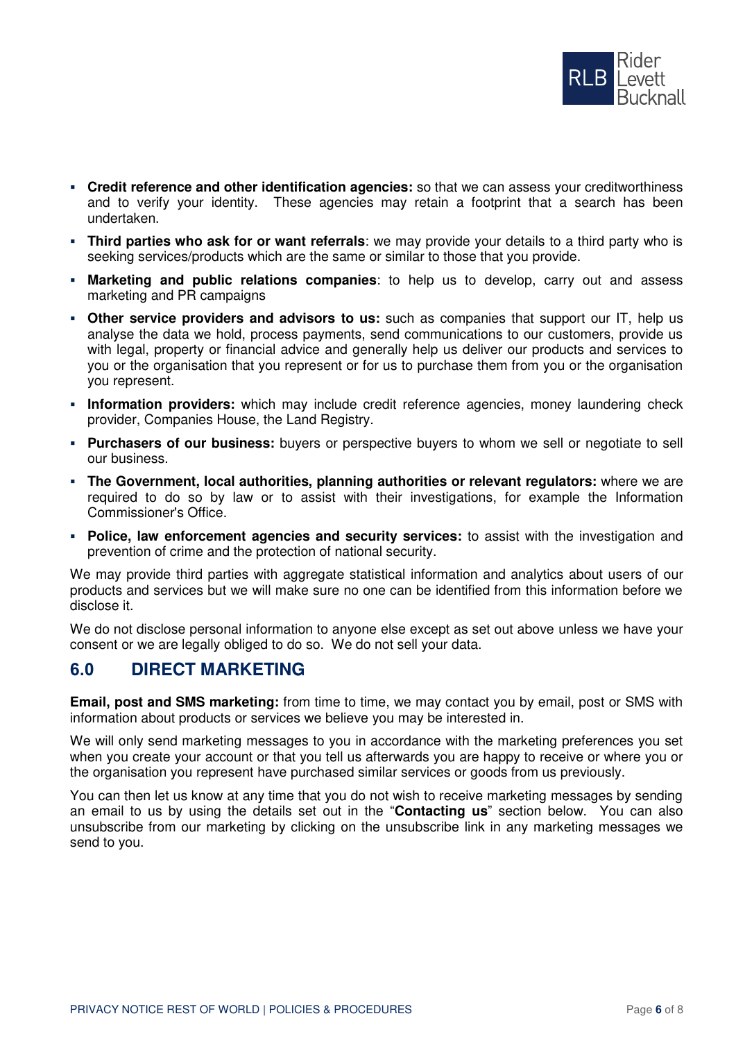- **Credit reference and other identification agencies:** so that we can assess your creditworthiness and to verify your identity. These agencies may retain a footprint that a search has been undertaken.
- **Third parties who ask for or want referrals**: we may provide your details to a third party who is seeking services/products which are the same or similar to those that you provide.
- **Marketing and public relations companies**: to help us to develop, carry out and assess marketing and PR campaigns
- **Other service providers and advisors to us:** such as companies that support our IT, help us analyse the data we hold, process payments, send communications to our customers, provide us with legal, property or financial advice and generally help us deliver our products and services to you or the organisation that you represent or for us to purchase them from you or the organisation you represent.
- **Information providers:** which may include credit reference agencies, money laundering check provider, Companies House, the Land Registry.
- **Purchasers of our business:** buyers or perspective buyers to whom we sell or negotiate to sell our business.
- **The Government, local authorities, planning authorities or relevant regulators:** where we are required to do so by law or to assist with their investigations, for example the Information Commissioner's Office.
- **Police, law enforcement agencies and security services:** to assist with the investigation and prevention of crime and the protection of national security.

We may provide third parties with aggregate statistical information and analytics about users of our products and services but we will make sure no one can be identified from this information before we disclose it.

We do not disclose personal information to anyone else except as set out above unless we have your consent or we are legally obliged to do so. We do not sell your data.

## 6.0 DIRECT MARKETING

**Email, post and SMS marketing:** from time to time, we may contact you by email, post or SMS with information about products or services we believe you may be interested in.

We will only send marketing messages to you in accordance with the marketing preferences you set when you create your account or that you tell us afterwards you are happy to receive or where you or the organisation you represent have purchased similar services or goods from us previously.

You can then let us know at any time that you do not wish to receive marketing messages by sending an email to us by using the details set out in the "**Contacting us**" section below. You can also unsubscribe from our marketing by clicking on the unsubscribe link in any marketing messages we send to you.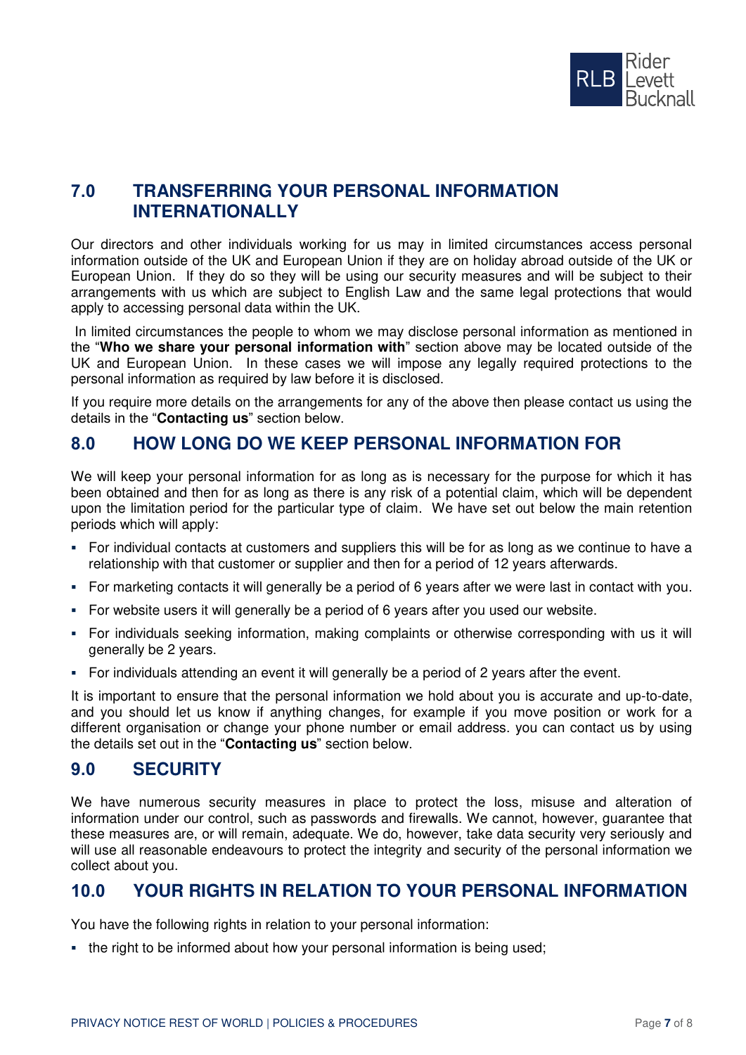## 7.0 TRANSFERRING YOUR PERSONAL INFORMATION INTERNATIONALLY

Our directors and other individuals working for us may in limited circumstances access personal information outside of the UK and European Union if they are on holiday abroad outside of the UK or European Union. If they do so they will be using our security measures and will be subject to their arrangements with us which are subject to English Law and the same legal protections that would apply to accessing personal data within the UK.

In limited circumstances the people to whom we may disclose personal information as mentioned in the "**Who we share your personal information with**" section above may be located outside of the UK and European Union. In these cases we will impose any legally required protections to the personal information as required by law before it is disclosed.

If you require more details on the arrangements for any of the above then please contact us using the details in the "**Contacting us**" section below.

## 8.0 HOW LONG DO WE KEEP PERSONAL INFORMATION FOR

We will keep your personal information for as long as is necessary for the purpose for which it has been obtained and then for as long as there is any risk of a potential claim, which will be dependent upon the limitation period for the particular type of claim. We have set out below the main retention periods which will apply:

- For individual contacts at customers and suppliers this will be for as long as we continue to have a relationship with that customer or supplier and then for a period of 12 years afterwards.
- For marketing contacts it will generally be a period of 6 years after we were last in contact with you.
- For website users it will generally be a period of 6 years after you used our website.
- For individuals seeking information, making complaints or otherwise corresponding with us it will generally be 2 years.
- For individuals attending an event it will generally be a period of 2 years after the event.

It is important to ensure that the personal information we hold about you is accurate and up-to-date, and you should let us know if anything changes, for example if you move position or work for a different organisation or change your phone number or email address. you can contact us by using the details set out in the "**Contacting us**" section below.

## 9.0 SECURITY

We have numerous security measures in place to protect the loss, misuse and alteration of information under our control, such as passwords and firewalls. We cannot, however, guarantee that these measures are, or will remain, adequate. We do, however, take data security very seriously and will use all reasonable endeavours to protect the integrity and security of the personal information we collect about you.

## 10.0 YOUR RIGHTS IN RELATION TO YOUR PERSONAL INFORMATION

You have the following rights in relation to your personal information:

- the right to be informed about how your personal information is being used;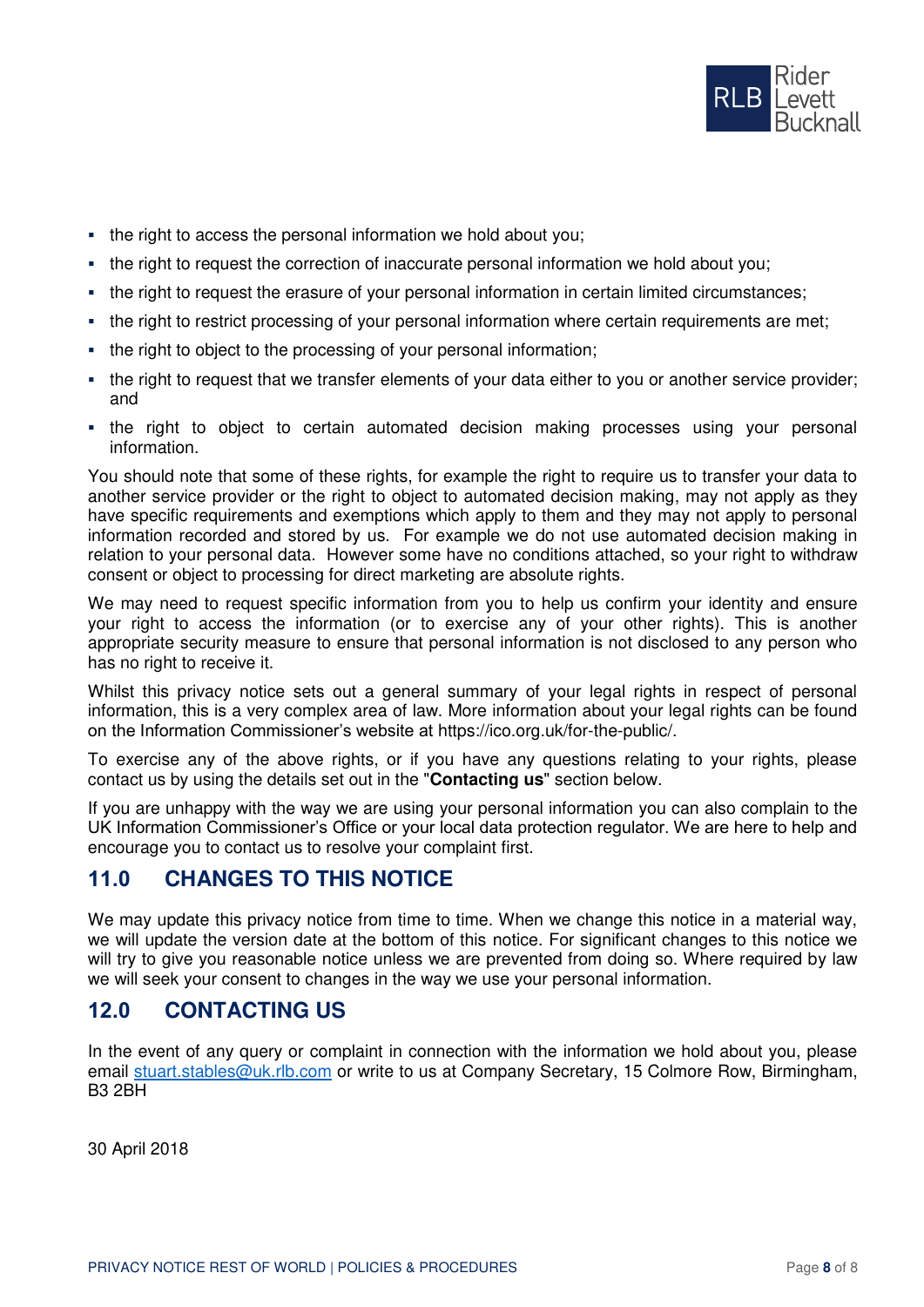- the right to access the personal information we hold about you;
- the right to request the correction of inaccurate personal information we hold about you;
- the right to request the erasure of your personal information in certain limited circumstances;
- the right to restrict processing of your personal information where certain requirements are met;
- the right to object to the processing of your personal information;
- the right to request that we transfer elements of your data either to you or another service provider; and
- the right to object to certain automated decision making processes using your personal information.

You should note that some of these rights, for example the right to require us to transfer your data to another service provider or the right to object to automated decision making, may not apply as they have specific requirements and exemptions which apply to them and they may not apply to personal information recorded and stored by us. For example we do not use automated decision making in relation to your personal data. However some have no conditions attached, so your right to withdraw consent or object to processing for direct marketing are absolute rights.

We may need to request specific information from you to help us confirm your identity and ensure your right to access the information (or to exercise any of your other rights). This is another appropriate security measure to ensure that personal information is not disclosed to any person who has no right to receive it.

Whilst this privacy notice sets out a general summary of your legal rights in respect of personal information, this is a very complex area of law. More information about your legal rights can be found on the Information Commissioner's website at https://ico.org.uk/for-the-public/.

To exercise any of the above rights, or if you have any questions relating to your rights, please contact us by using the details set out in the "**Contacting us**" section below.

If you are unhappy with the way we are using your personal information you can also complain to the UK Information Commissioner's Office or your local data protection regulator. We are here to help and encourage you to contact us to resolve your complaint first.

## 11.0 CHANGES TO THIS NOTICE

We may update this privacy notice from time to time. When we change this notice in a material way, we will update the version date at the bottom of this notice. For significant changes to this notice we will try to give you reasonable notice unless we are prevented from doing so. Where required by law we will seek your consent to changes in the way we use your personal information.

## 12.0 CONTACTING US

In the event of any query or complaint in connection with the information we hold about you, please email stuart.stables@uk.rlb.com or write to us at Company Secretary, 15 Colmore Row, Birmingham, B3 2BH

30 April 2018